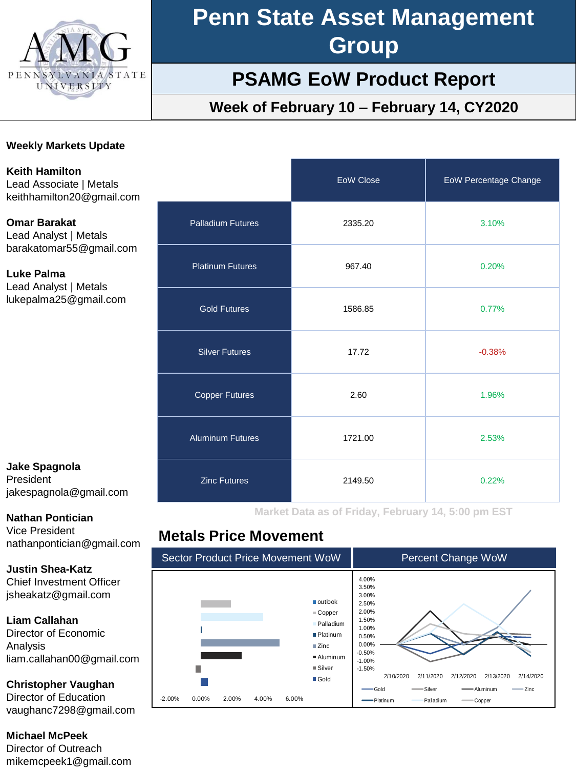# Penn State Asset Management Group

## PSAMG EoW Product Report

### Week of February 10 – February 14, CY2020

**Weekly Markets Update**

**Keith Hamilton**
Lead Associate | Metals
keithhamilton20@gmail.com

**Omar Barakat**
Lead Analyst | Metals
barakatomar55@gmail.com

**Luke Palma**
Lead Analyst | Metals
lukepalma25@gmail.com

| | EoW Close | EoW Percentage Change |
|---|---|---|
| Palladium Futures | 2335.20 | 3.10% |
| Platinum Futures | 967.40 | 0.20% |
| Gold Futures | 1586.85 | 0.77% |
| Silver Futures | 17.72 | -0.38% |
| Copper Futures | 2.60 | 1.96% |
| Aluminum Futures | 1721.00 | 2.53% |
| Zinc Futures | 2149.50 | 0.22% |

Market Data as of Friday, February 14, 5:00 pm EST

## Metals Price Movement

Sector Product Price Movement WoW

Percent Change WoW

**Jake Spagnola**
President
jakespagnola@gmail.com

**Nathan Pontician**
Vice President
nathanpontician@gmail.com

**Justin Shea-Katz**
Chief Investment Officer
jsheakatz@gmail.com

**Liam Callahan**
Director of Economic Analysis
liam.callahan00@gmail.com

**Christopher Vaughan**
Director of Education
vaughanc7298@gmail.com

**Michael McPeek**
Director of Outreach
mikemcpeek1@gmail.com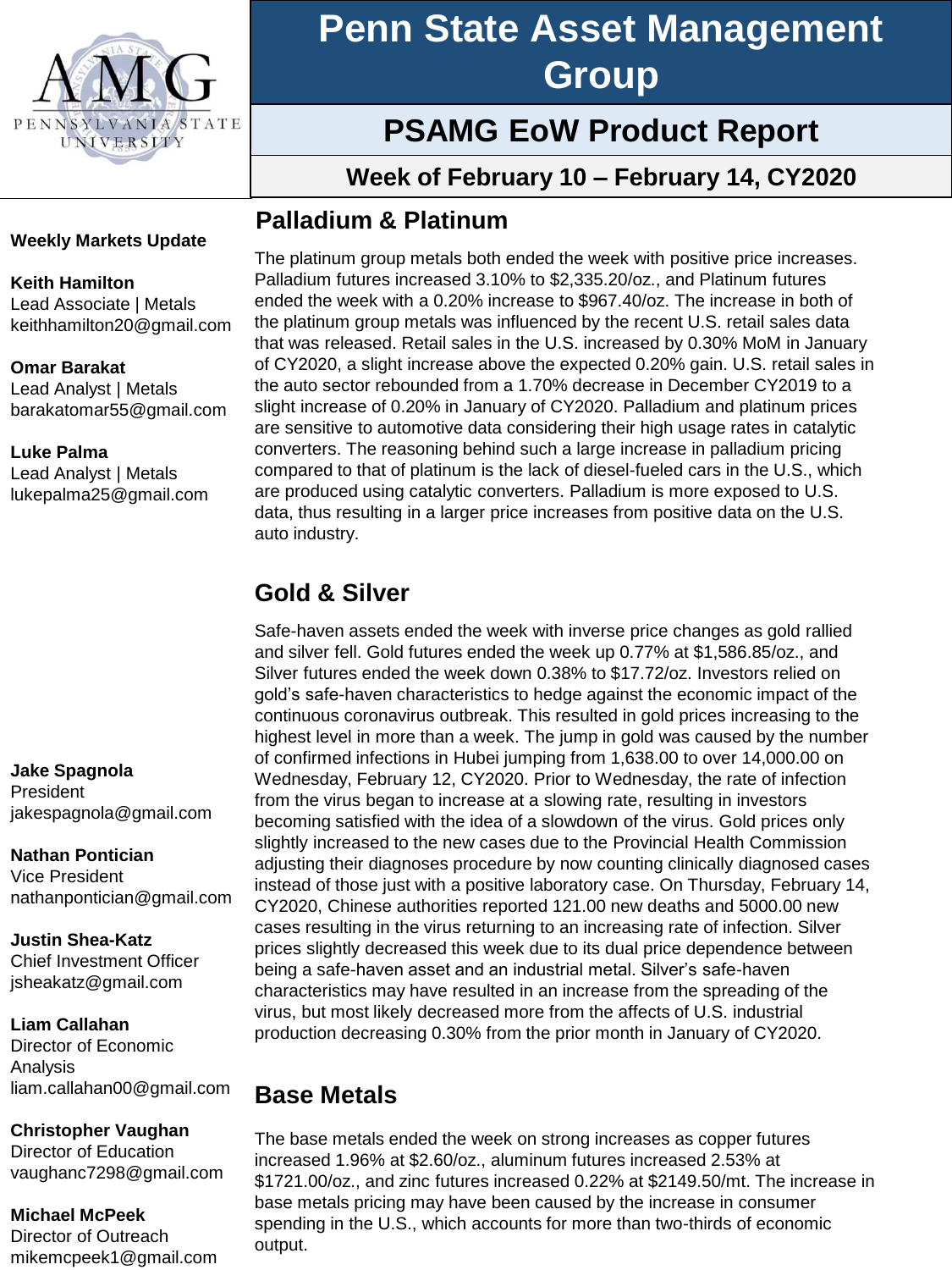# Penn State Asset Management Group

## PSAMG EoW Product Report

### Week of February 10 – February 14, CY2020

**Weekly Markets Update**

**Keith Hamilton**
Lead Associate | Metals
keithhamilton20@gmail.com

**Omar Barakat**
Lead Analyst | Metals
barakatomar55@gmail.com

**Luke Palma**
Lead Analyst | Metals
lukepalma25@gmail.com

**Jake Spagnola**
President
jakespagnola@gmail.com

**Nathan Pontician**
Vice President
nathanpontician@gmail.com

**Justin Shea-Katz**
Chief Investment Officer
jsheakatz@gmail.com

**Liam Callahan**
Director of Economic Analysis
liam.callahan00@gmail.com

**Christopher Vaughan**
Director of Education
vaughanc7298@gmail.com

**Michael McPeek**
Director of Outreach
mikemcpeek1@gmail.com

## Palladium & Platinum

The platinum group metals both ended the week with positive price increases. Palladium futures increased 3.10% to $2,335.20/oz., and Platinum futures ended the week with a 0.20% increase to $967.40/oz. The increase in both of the platinum group metals was influenced by the recent U.S. retail sales data that was released. Retail sales in the U.S. increased by 0.30% MoM in January of CY2020, a slight increase above the expected 0.20% gain. U.S. retail sales in the auto sector rebounded from a 1.70% decrease in December CY2019 to a slight increase of 0.20% in January of CY2020. Palladium and platinum prices are sensitive to automotive data considering their high usage rates in catalytic converters. The reasoning behind such a large increase in palladium pricing compared to that of platinum is the lack of diesel-fueled cars in the U.S., which are produced using catalytic converters. Palladium is more exposed to U.S. data, thus resulting in a larger price increases from positive data on the U.S. auto industry.

## Gold & Silver

Safe-haven assets ended the week with inverse price changes as gold rallied and silver fell. Gold futures ended the week up 0.77% at $1,586.85/oz., and Silver futures ended the week down 0.38% to $17.72/oz. Investors relied on gold's safe-haven characteristics to hedge against the economic impact of the continuous coronavirus outbreak. This resulted in gold prices increasing to the highest level in more than a week. The jump in gold was caused by the number of confirmed infections in Hubei jumping from 1,638.00 to over 14,000.00 on Wednesday, February 12, CY2020. Prior to Wednesday, the rate of infection from the virus began to increase at a slowing rate, resulting in investors becoming satisfied with the idea of a slowdown of the virus. Gold prices only slightly increased to the new cases due to the Provincial Health Commission adjusting their diagnoses procedure by now counting clinically diagnosed cases instead of those just with a positive laboratory case. On Thursday, February 14, CY2020, Chinese authorities reported 121.00 new deaths and 5000.00 new cases resulting in the virus returning to an increasing rate of infection. Silver prices slightly decreased this week due to its dual price dependence between being a safe-haven asset and an industrial metal. Silver's safe-haven characteristics may have resulted in an increase from the spreading of the virus, but most likely decreased more from the affects of U.S. industrial production decreasing 0.30% from the prior month in January of CY2020.

## Base Metals

The base metals ended the week on strong increases as copper futures increased 1.96% at $2.60/oz., aluminum futures increased 2.53% at $1721.00/oz., and zinc futures increased 0.22% at $2149.50/mt. The increase in base metals pricing may have been caused by the increase in consumer spending in the U.S., which accounts for more than two-thirds of economic output.